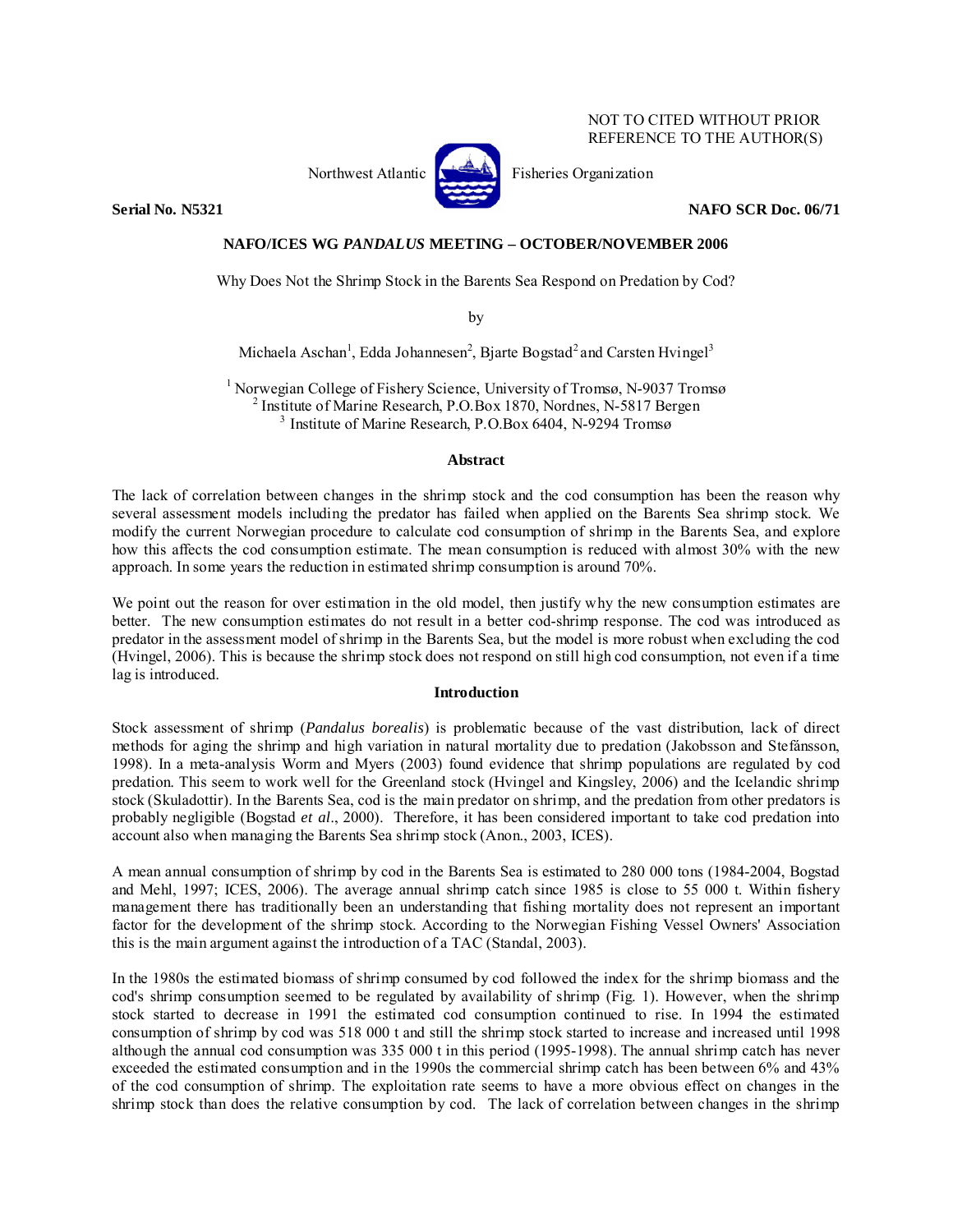NOT TO CITED WITHOUT PRIOR REFERENCE TO THE AUTHOR(S)

Northwest Atlantic Fisheries Organization

**Serial No. N5321** **NAFO SCR Doc. 06/71**

**NAFO/ICES WG *PANDALUS* MEETING – OCTOBER/NOVEMBER 2006**

Why Does Not the Shrimp Stock in the Barents Sea Respond on Predation by Cod?

by

Michaela Aschan[1], Edda Johannesen[2], Bjarte Bogstad[2] and Carsten Hvingel[3]

[1] Norwegian College of Fishery Science, University of Tromsø, N-9037 Tromsø
[2] Institute of Marine Research, P.O.Box 1870, Nordnes, N-5817 Bergen
[3] Institute of Marine Research, P.O.Box 6404, N-9294 Tromsø

## Abstract

The lack of correlation between changes in the shrimp stock and the cod consumption has been the reason why several assessment models including the predator has failed when applied on the Barents Sea shrimp stock. We modify the current Norwegian procedure to calculate cod consumption of shrimp in the Barents Sea, and explore how this affects the cod consumption estimate. The mean consumption is reduced with almost 30% with the new approach. In some years the reduction in estimated shrimp consumption is around 70%.

We point out the reason for over estimation in the old model, then justify why the new consumption estimates are better. The new consumption estimates do not result in a better cod-shrimp response. The cod was introduced as predator in the assessment model of shrimp in the Barents Sea, but the model is more robust when excluding the cod (Hvingel, 2006). This is because the shrimp stock does not respond on still high cod consumption, not even if a time lag is introduced.

## Introduction

Stock assessment of shrimp (*Pandalus borealis*) is problematic because of the vast distribution, lack of direct methods for aging the shrimp and high variation in natural mortality due to predation (Jakobsson and Stefánsson, 1998). In a meta-analysis Worm and Myers (2003) found evidence that shrimp populations are regulated by cod predation. This seem to work well for the Greenland stock (Hvingel and Kingsley, 2006) and the Icelandic shrimp stock (Skuladottir). In the Barents Sea, cod is the main predator on shrimp, and the predation from other predators is probably negligible (Bogstad *et al*., 2000). Therefore, it has been considered important to take cod predation into account also when managing the Barents Sea shrimp stock (Anon., 2003, ICES).

A mean annual consumption of shrimp by cod in the Barents Sea is estimated to 280 000 tons (1984-2004, Bogstad and Mehl, 1997; ICES, 2006). The average annual shrimp catch since 1985 is close to 55 000 t. Within fishery management there has traditionally been an understanding that fishing mortality does not represent an important factor for the development of the shrimp stock. According to the Norwegian Fishing Vessel Owners' Association this is the main argument against the introduction of a TAC (Standal, 2003).

In the 1980s the estimated biomass of shrimp consumed by cod followed the index for the shrimp biomass and the cod's shrimp consumption seemed to be regulated by availability of shrimp (Fig. 1). However, when the shrimp stock started to decrease in 1991 the estimated cod consumption continued to rise. In 1994 the estimated consumption of shrimp by cod was 518 000 t and still the shrimp stock started to increase and increased until 1998 although the annual cod consumption was 335 000 t in this period (1995-1998). The annual shrimp catch has never exceeded the estimated consumption and in the 1990s the commercial shrimp catch has been between 6% and 43% of the cod consumption of shrimp. The exploitation rate seems to have a more obvious effect on changes in the shrimp stock than does the relative consumption by cod. The lack of correlation between changes in the shrimp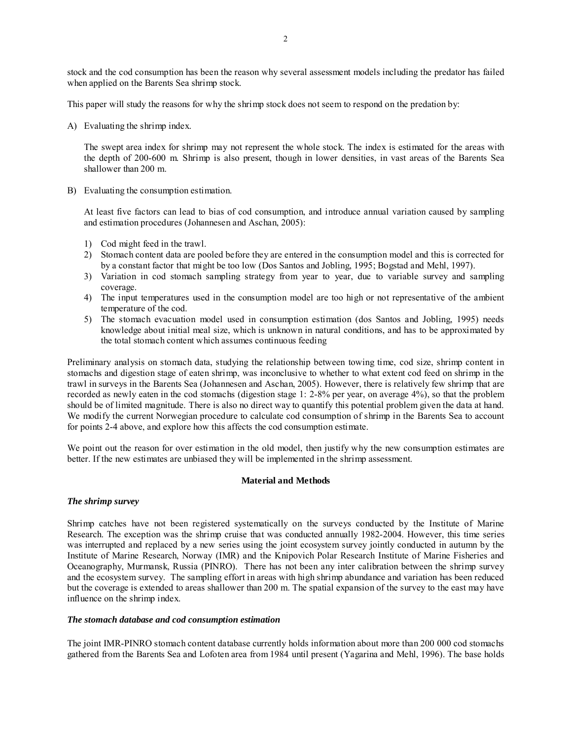stock and the cod consumption has been the reason why several assessment models including the predator has failed when applied on the Barents Sea shrimp stock.

This paper will study the reasons for why the shrimp stock does not seem to respond on the predation by:

A) Evaluating the shrimp index.

   The swept area index for shrimp may not represent the whole stock. The index is estimated for the areas with the depth of 200-600 m. Shrimp is also present, though in lower densities, in vast areas of the Barents Sea shallower than 200 m.

B) Evaluating the consumption estimation.

   At least five factors can lead to bias of cod consumption, and introduce annual variation caused by sampling and estimation procedures (Johannesen and Aschan, 2005):

   1) Cod might feed in the trawl.
   2) Stomach content data are pooled before they are entered in the consumption model and this is corrected for by a constant factor that might be too low (Dos Santos and Jobling, 1995; Bogstad and Mehl, 1997).
   3) Variation in cod stomach sampling strategy from year to year, due to variable survey and sampling coverage.
   4) The input temperatures used in the consumption model are too high or not representative of the ambient temperature of the cod.
   5) The stomach evacuation model used in consumption estimation (dos Santos and Jobling, 1995) needs knowledge about initial meal size, which is unknown in natural conditions, and has to be approximated by the total stomach content which assumes continuous feeding

Preliminary analysis on stomach data, studying the relationship between towing time, cod size, shrimp content in stomachs and digestion stage of eaten shrimp, was inconclusive to whether to what extent cod feed on shrimp in the trawl in surveys in the Barents Sea (Johannesen and Aschan, 2005). However, there is relatively few shrimp that are recorded as newly eaten in the cod stomachs (digestion stage 1: 2-8% per year, on average 4%), so that the problem should be of limited magnitude. There is also no direct way to quantify this potential problem given the data at hand. We modify the current Norwegian procedure to calculate cod consumption of shrimp in the Barents Sea to account for points 2-4 above, and explore how this affects the cod consumption estimate.

We point out the reason for over estimation in the old model, then justify why the new consumption estimates are better. If the new estimates are unbiased they will be implemented in the shrimp assessment.

## Material and Methods

### *The shrimp survey*

Shrimp catches have not been registered systematically on the surveys conducted by the Institute of Marine Research. The exception was the shrimp cruise that was conducted annually 1982-2004. However, this time series was interrupted and replaced by a new series using the joint ecosystem survey jointly conducted in autumn by the Institute of Marine Research, Norway (IMR) and the Knipovich Polar Research Institute of Marine Fisheries and Oceanography, Murmansk, Russia (PINRO). There has not been any inter calibration between the shrimp survey and the ecosystem survey. The sampling effort in areas with high shrimp abundance and variation has been reduced but the coverage is extended to areas shallower than 200 m. The spatial expansion of the survey to the east may have influence on the shrimp index.

### *The stomach database and cod consumption estimation*

The joint IMR-PINRO stomach content database currently holds information about more than 200 000 cod stomachs gathered from the Barents Sea and Lofoten area from 1984 until present (Yagarina and Mehl, 1996). The base holds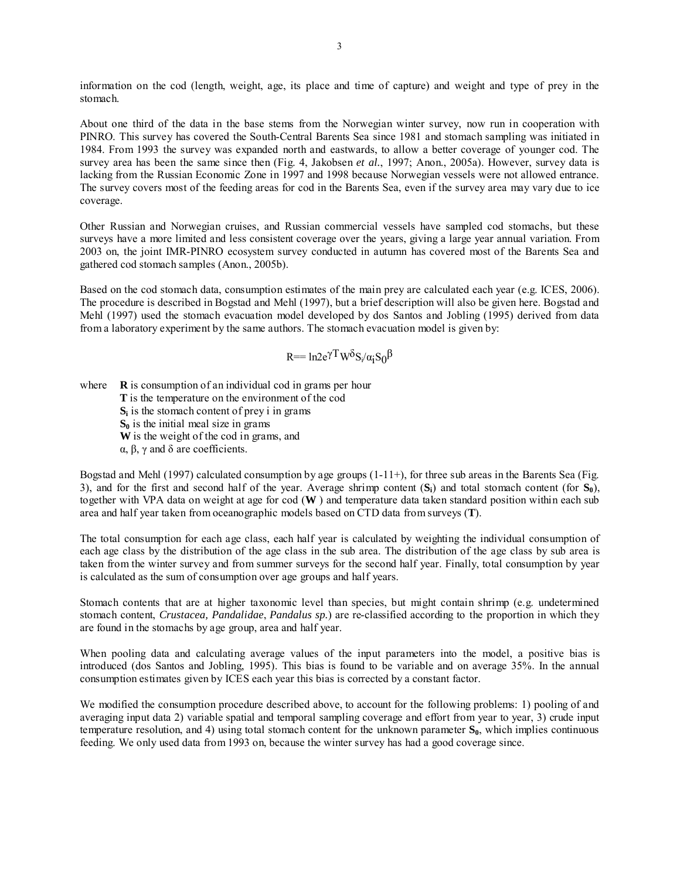information on the cod (length, weight, age, its place and time of capture) and weight and type of prey in the stomach.

About one third of the data in the base stems from the Norwegian winter survey, now run in cooperation with PINRO. This survey has covered the South-Central Barents Sea since 1981 and stomach sampling was initiated in 1984. From 1993 the survey was expanded north and eastwards, to allow a better coverage of younger cod. The survey area has been the same since then (Fig. 4, Jakobsen *et al.*, 1997; Anon., 2005a). However, survey data is lacking from the Russian Economic Zone in 1997 and 1998 because Norwegian vessels were not allowed entrance. The survey covers most of the feeding areas for cod in the Barents Sea, even if the survey area may vary due to ice coverage.

Other Russian and Norwegian cruises, and Russian commercial vessels have sampled cod stomachs, but these surveys have a more limited and less consistent coverage over the years, giving a large year annual variation. From 2003 on, the joint IMR-PINRO ecosystem survey conducted in autumn has covered most of the Barents Sea and gathered cod stomach samples (Anon., 2005b).

Based on the cod stomach data, consumption estimates of the main prey are calculated each year (e.g. ICES, 2006). The procedure is described in Bogstad and Mehl (1997), but a brief description will also be given here. Bogstad and Mehl (1997) used the stomach evacuation model developed by dos Santos and Jobling (1995) derived from data from a laboratory experiment by the same authors. The stomach evacuation model is given by:

$$R = \ln 2 e^{\gamma T} W^{\delta} S_i / \alpha_i S_0^{\beta}$$

where **R** is consumption of an individual cod in grams per hour
**T** is the temperature on the environment of the cod
$\mathbf{S_i}$ is the stomach content of prey i in grams
$\mathbf{S_0}$ is the initial meal size in grams
**W** is the weight of the cod in grams, and
$\alpha$, $\beta$, $\gamma$ and $\delta$ are coefficients.

Bogstad and Mehl (1997) calculated consumption by age groups (1-11+), for three sub areas in the Barents Sea (Fig. 3), and for the first and second half of the year. Average shrimp content ($\mathbf{S_i}$) and total stomach content (for $\mathbf{S_0}$), together with VPA data on weight at age for cod (**W** ) and temperature data taken standard position within each sub area and half year taken from oceanographic models based on CTD data from surveys (**T**).

The total consumption for each age class, each half year is calculated by weighting the individual consumption of each age class by the distribution of the age class in the sub area. The distribution of the age class by sub area is taken from the winter survey and from summer surveys for the second half year. Finally, total consumption by year is calculated as the sum of consumption over age groups and half years.

Stomach contents that are at higher taxonomic level than species, but might contain shrimp (e.g. undetermined stomach content, *Crustacea, Pandalidae*, *Pandalus sp.*) are re-classified according to the proportion in which they are found in the stomachs by age group, area and half year.

When pooling data and calculating average values of the input parameters into the model, a positive bias is introduced (dos Santos and Jobling, 1995). This bias is found to be variable and on average 35%. In the annual consumption estimates given by ICES each year this bias is corrected by a constant factor.

We modified the consumption procedure described above, to account for the following problems: 1) pooling of and averaging input data 2) variable spatial and temporal sampling coverage and effort from year to year, 3) crude input temperature resolution, and 4) using total stomach content for the unknown parameter $\mathbf{S_0}$, which implies continuous feeding. We only used data from 1993 on, because the winter survey has had a good coverage since.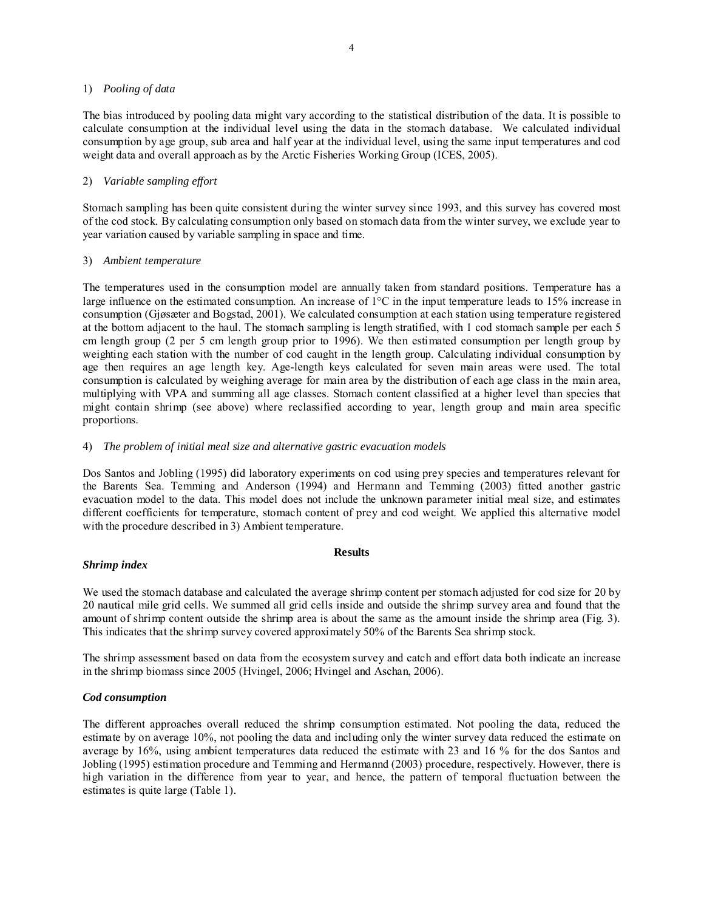1) *Pooling of data*

The bias introduced by pooling data might vary according to the statistical distribution of the data. It is possible to calculate consumption at the individual level using the data in the stomach database. We calculated individual consumption by age group, sub area and half year at the individual level, using the same input temperatures and cod weight data and overall approach as by the Arctic Fisheries Working Group (ICES, 2005).

2) *Variable sampling effort*

Stomach sampling has been quite consistent during the winter survey since 1993, and this survey has covered most of the cod stock. By calculating consumption only based on stomach data from the winter survey, we exclude year to year variation caused by variable sampling in space and time.

3) *Ambient temperature*

The temperatures used in the consumption model are annually taken from standard positions. Temperature has a large influence on the estimated consumption. An increase of 1°C in the input temperature leads to 15% increase in consumption (Gjøsæter and Bogstad, 2001). We calculated consumption at each station using temperature registered at the bottom adjacent to the haul. The stomach sampling is length stratified, with 1 cod stomach sample per each 5 cm length group (2 per 5 cm length group prior to 1996). We then estimated consumption per length group by weighting each station with the number of cod caught in the length group. Calculating individual consumption by age then requires an age length key. Age-length keys calculated for seven main areas were used. The total consumption is calculated by weighing average for main area by the distribution of each age class in the main area, multiplying with VPA and summing all age classes. Stomach content classified at a higher level than species that might contain shrimp (see above) where reclassified according to year, length group and main area specific proportions.

4) *The problem of initial meal size and alternative gastric evacuation models*

Dos Santos and Jobling (1995) did laboratory experiments on cod using prey species and temperatures relevant for the Barents Sea. Temming and Anderson (1994) and Hermann and Temming (2003) fitted another gastric evacuation model to the data. This model does not include the unknown parameter initial meal size, and estimates different coefficients for temperature, stomach content of prey and cod weight. We applied this alternative model with the procedure described in 3) Ambient temperature.

## Results

### *Shrimp index*

We used the stomach database and calculated the average shrimp content per stomach adjusted for cod size for 20 by 20 nautical mile grid cells. We summed all grid cells inside and outside the shrimp survey area and found that the amount of shrimp content outside the shrimp area is about the same as the amount inside the shrimp area (Fig. 3). This indicates that the shrimp survey covered approximately 50% of the Barents Sea shrimp stock.

The shrimp assessment based on data from the ecosystem survey and catch and effort data both indicate an increase in the shrimp biomass since 2005 (Hvingel, 2006; Hvingel and Aschan, 2006).

### *Cod consumption*

The different approaches overall reduced the shrimp consumption estimated. Not pooling the data, reduced the estimate by on average 10%, not pooling the data and including only the winter survey data reduced the estimate on average by 16%, using ambient temperatures data reduced the estimate with 23 and 16 % for the dos Santos and Jobling (1995) estimation procedure and Temming and Hermannd (2003) procedure, respectively. However, there is high variation in the difference from year to year, and hence, the pattern of temporal fluctuation between the estimates is quite large (Table 1).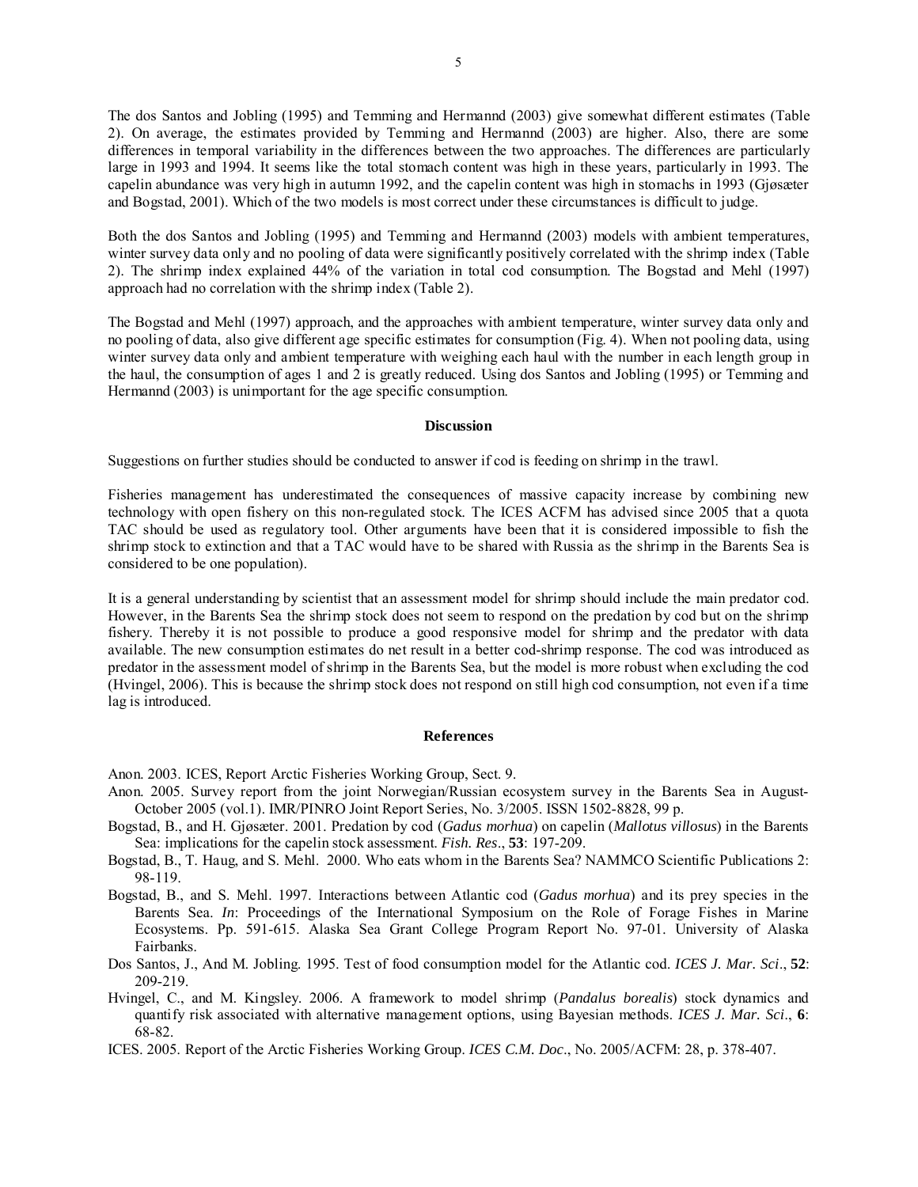The dos Santos and Jobling (1995) and Temming and Hermannd (2003) give somewhat different estimates (Table 2). On average, the estimates provided by Temming and Hermannd (2003) are higher. Also, there are some differences in temporal variability in the differences between the two approaches. The differences are particularly large in 1993 and 1994. It seems like the total stomach content was high in these years, particularly in 1993. The capelin abundance was very high in autumn 1992, and the capelin content was high in stomachs in 1993 (Gjøsæter and Bogstad, 2001). Which of the two models is most correct under these circumstances is difficult to judge.

Both the dos Santos and Jobling (1995) and Temming and Hermannd (2003) models with ambient temperatures, winter survey data only and no pooling of data were significantly positively correlated with the shrimp index (Table 2). The shrimp index explained 44% of the variation in total cod consumption. The Bogstad and Mehl (1997) approach had no correlation with the shrimp index (Table 2).

The Bogstad and Mehl (1997) approach, and the approaches with ambient temperature, winter survey data only and no pooling of data, also give different age specific estimates for consumption (Fig. 4). When not pooling data, using winter survey data only and ambient temperature with weighing each haul with the number in each length group in the haul, the consumption of ages 1 and 2 is greatly reduced. Using dos Santos and Jobling (1995) or Temming and Hermannd (2003) is unimportant for the age specific consumption.

## Discussion

Suggestions on further studies should be conducted to answer if cod is feeding on shrimp in the trawl.

Fisheries management has underestimated the consequences of massive capacity increase by combining new technology with open fishery on this non-regulated stock. The ICES ACFM has advised since 2005 that a quota TAC should be used as regulatory tool. Other arguments have been that it is considered impossible to fish the shrimp stock to extinction and that a TAC would have to be shared with Russia as the shrimp in the Barents Sea is considered to be one population).

It is a general understanding by scientist that an assessment model for shrimp should include the main predator cod. However, in the Barents Sea the shrimp stock does not seem to respond on the predation by cod but on the shrimp fishery. Thereby it is not possible to produce a good responsive model for shrimp and the predator with data available. The new consumption estimates do net result in a better cod-shrimp response. The cod was introduced as predator in the assessment model of shrimp in the Barents Sea, but the model is more robust when excluding the cod (Hvingel, 2006). This is because the shrimp stock does not respond on still high cod consumption, not even if a time lag is introduced.

## References

Anon. 2003. ICES, Report Arctic Fisheries Working Group, Sect. 9.

Anon. 2005. Survey report from the joint Norwegian/Russian ecosystem survey in the Barents Sea in August-October 2005 (vol.1). IMR/PINRO Joint Report Series, No. 3/2005. ISSN 1502-8828, 99 p.

Bogstad, B., and H. Gjøsæter. 2001. Predation by cod (*Gadus morhua*) on capelin (*Mallotus villosus*) in the Barents Sea: implications for the capelin stock assessment. *Fish. Res*., **53**: 197-209.

Bogstad, B., T. Haug, and S. Mehl. 2000. Who eats whom in the Barents Sea? NAMMCO Scientific Publications 2: 98-119.

Bogstad, B., and S. Mehl. 1997. Interactions between Atlantic cod (*Gadus morhua*) and its prey species in the Barents Sea. *In*: Proceedings of the International Symposium on the Role of Forage Fishes in Marine Ecosystems. Pp. 591-615. Alaska Sea Grant College Program Report No. 97-01. University of Alaska Fairbanks.

Dos Santos, J., And M. Jobling. 1995. Test of food consumption model for the Atlantic cod. *ICES J. Mar. Sci*., **52**: 209-219.

Hvingel, C., and M. Kingsley. 2006. A framework to model shrimp (*Pandalus borealis*) stock dynamics and quantify risk associated with alternative management options, using Bayesian methods. *ICES J. Mar. Sci*., **6**: 68-82.

ICES. 2005. Report of the Arctic Fisheries Working Group. *ICES C.M. Doc*., No. 2005/ACFM: 28, p. 378-407.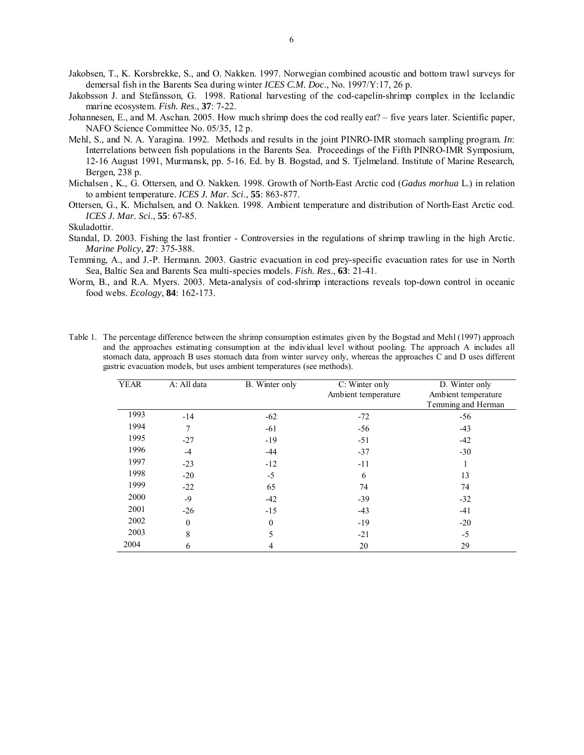Jakobsen, T., K. Korsbrekke, S., and O. Nakken. 1997. Norwegian combined acoustic and bottom trawl surveys for demersal fish in the Barents Sea during winter *ICES C.M. Doc*., No. 1997/Y:17, 26 p.

Jakobsson J. and Stefánsson, G. 1998. Rational harvesting of the cod-capelin-shrimp complex in the Icelandic marine ecosystem. *Fish. Res*., **37**: 7-22.

Johannesen, E., and M. Aschan. 2005. How much shrimp does the cod really eat? – five years later. Scientific paper, NAFO Science Committee No. 05/35, 12 p.

Mehl, S., and N. A. Yaragina. 1992. Methods and results in the joint PINRO-IMR stomach sampling program. *In*: Interrelations between fish populations in the Barents Sea. Proceedings of the Fifth PINRO-IMR Symposium, 12-16 August 1991, Murmansk, pp. 5-16. Ed. by B. Bogstad, and S. Tjelmeland. Institute of Marine Research, Bergen, 238 p.

Michalsen , K., G. Ottersen, and O. Nakken. 1998. Growth of North-East Arctic cod (*Gadus morhua* L.) in relation to ambient temperature. *ICES J. Mar. Sci*., **55**: 863-877.

Ottersen, G., K. Michalsen, and O. Nakken. 1998. Ambient temperature and distribution of North-East Arctic cod. *ICES J. Mar. Sci*., **55**: 67-85.

Skuladottir.

Standal, D. 2003. Fishing the last frontier - Controversies in the regulations of shrimp trawling in the high Arctic. *Marine Policy*, **27**: 375-388.

Temming, A., and J.-P. Hermann. 2003. Gastric evacuation in cod prey-specific evacuation rates for use in North Sea, Baltic Sea and Barents Sea multi-species models. *Fish. Res*., **63**: 21-41.

Worm, B., and R.A. Myers. 2003. Meta-analysis of cod-shrimp interactions reveals top-down control in oceanic food webs. *Ecology*, **84**: 162-173.

Table 1. The percentage difference between the shrimp consumption estimates given by the Bogstad and Mehl (1997) approach and the approaches estimating consumption at the individual level without pooling. The approach A includes all stomach data, approach B uses stomach data from winter survey only, whereas the approaches C and D uses different gastric evacuation models, but uses ambient temperatures (see methods).

| YEAR | A: All data | B. Winter only | C: Winter only Ambient temperature | D. Winter only Ambient temperature Temming and Herman |
|---|---|---|---|---|
| 1993 | -14 | -62 | -72 | -56 |
| 1994 | 7 | -61 | -56 | -43 |
| 1995 | -27 | -19 | -51 | -42 |
| 1996 | -4 | -44 | -37 | -30 |
| 1997 | -23 | -12 | -11 | 1 |
| 1998 | -20 | -5 | 6 | 13 |
| 1999 | -22 | 65 | 74 | 74 |
| 2000 | -9 | -42 | -39 | -32 |
| 2001 | -26 | -15 | -43 | -41 |
| 2002 | 0 | 0 | -19 | -20 |
| 2003 | 8 | 5 | -21 | -5 |
| 2004 | 6 | 4 | 20 | 29 |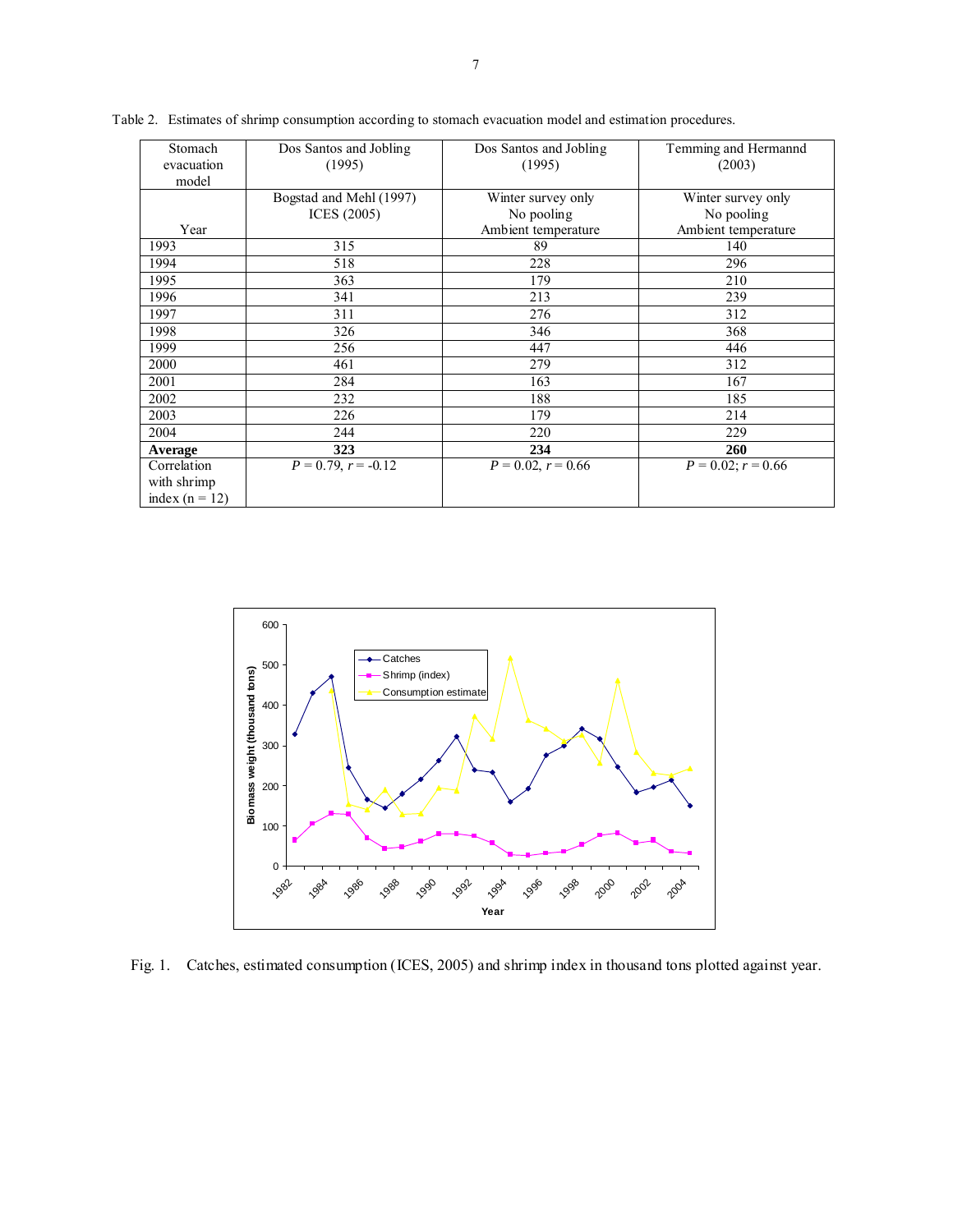Table 2. Estimates of shrimp consumption according to stomach evacuation model and estimation procedures.

| Stomach evacuation model | Dos Santos and Jobling (1995) | Dos Santos and Jobling (1995) | Temming and Hermannd (2003) |
|---|---|---|---|
| Year | Bogstad and Mehl (1997) ICES (2005) | Winter survey only No pooling Ambient temperature | Winter survey only No pooling Ambient temperature |
| 1993 | 315 | 89 | 140 |
| 1994 | 518 | 228 | 296 |
| 1995 | 363 | 179 | 210 |
| 1996 | 341 | 213 | 239 |
| 1997 | 311 | 276 | 312 |
| 1998 | 326 | 346 | 368 |
| 1999 | 256 | 447 | 446 |
| 2000 | 461 | 279 | 312 |
| 2001 | 284 | 163 | 167 |
| 2002 | 232 | 188 | 185 |
| 2003 | 226 | 179 | 214 |
| 2004 | 244 | 220 | 229 |
| **Average** | **323** | **234** | **260** |
| Correlation with shrimp index (n = 12) | $P = 0.79$, $r = -0.12$ | $P = 0.02$, $r = 0.66$ | $P = 0.02$; $r = 0.66$ |

Biomass weight (thousand tons)

600
500
400
300
200
100
0

1982 1984 1986 1988 1990 1992 1994 1996 1998 2000 2002 2004

Year

Catches
Shrimp (index)
Consumption estimate

Fig. 1. Catches, estimated consumption (ICES, 2005) and shrimp index in thousand tons plotted against year.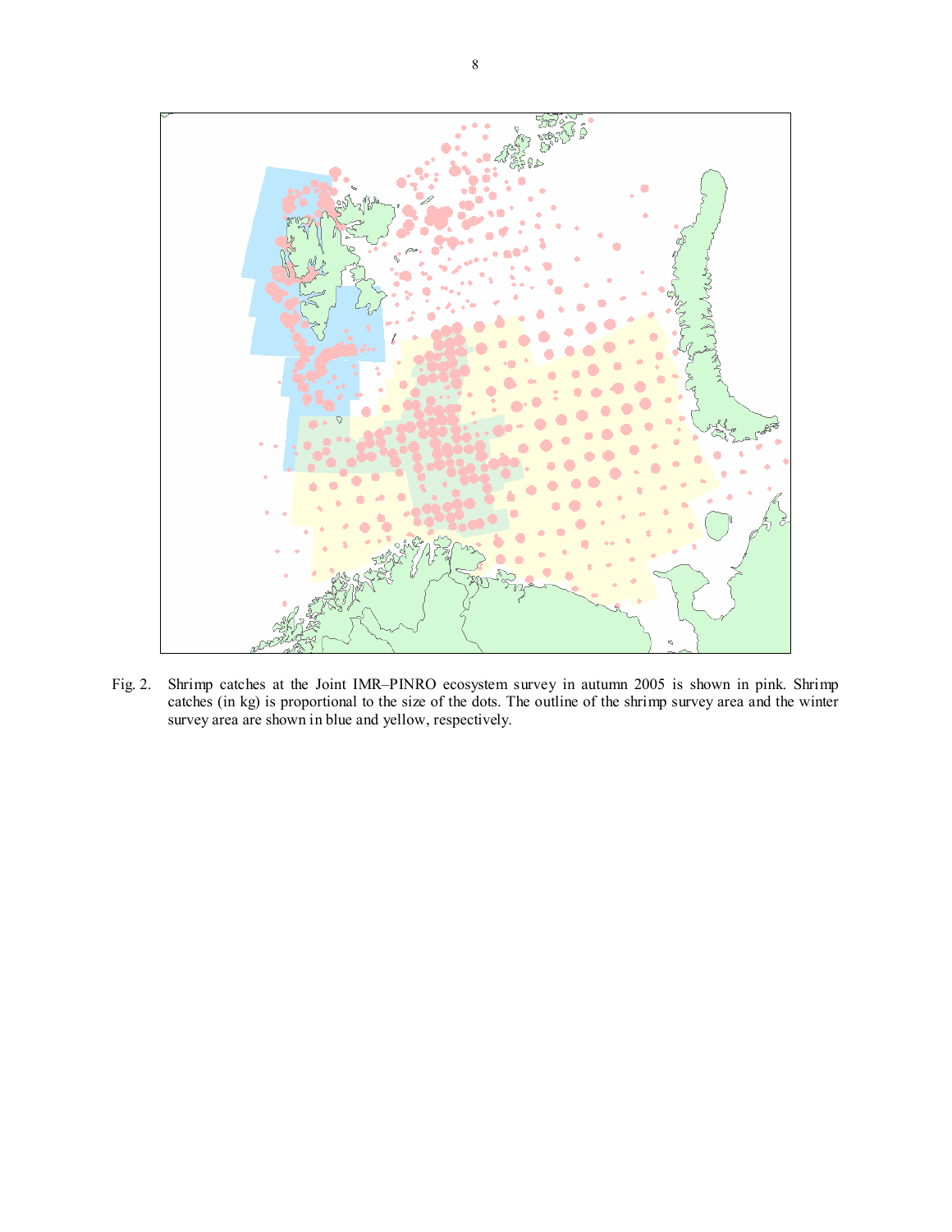Fig. 2. Shrimp catches at the Joint IMR–PINRO ecosystem survey in autumn 2005 is shown in pink. Shrimp catches (in kg) is proportional to the size of the dots. The outline of the shrimp survey area and the winter survey area are shown in blue and yellow, respectively.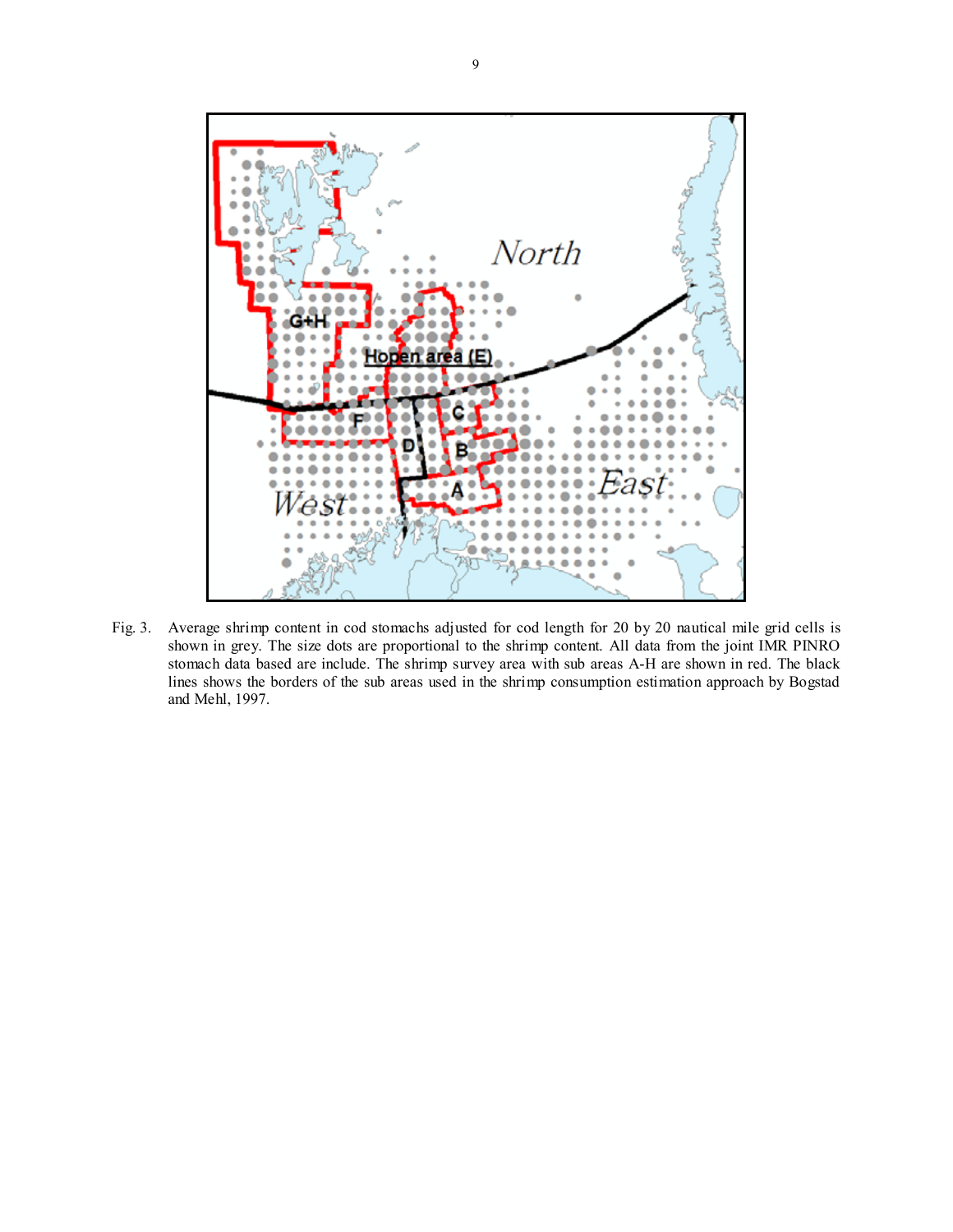North

G+H

Hopen area (E)

C

F

D

B

A

East

West

Fig. 3. Average shrimp content in cod stomachs adjusted for cod length for 20 by 20 nautical mile grid cells is shown in grey. The size dots are proportional to the shrimp content. All data from the joint IMR PINRO stomach data based are include. The shrimp survey area with sub areas A-H are shown in red. The black lines shows the borders of the sub areas used in the shrimp consumption estimation approach by Bogstad and Mehl, 1997.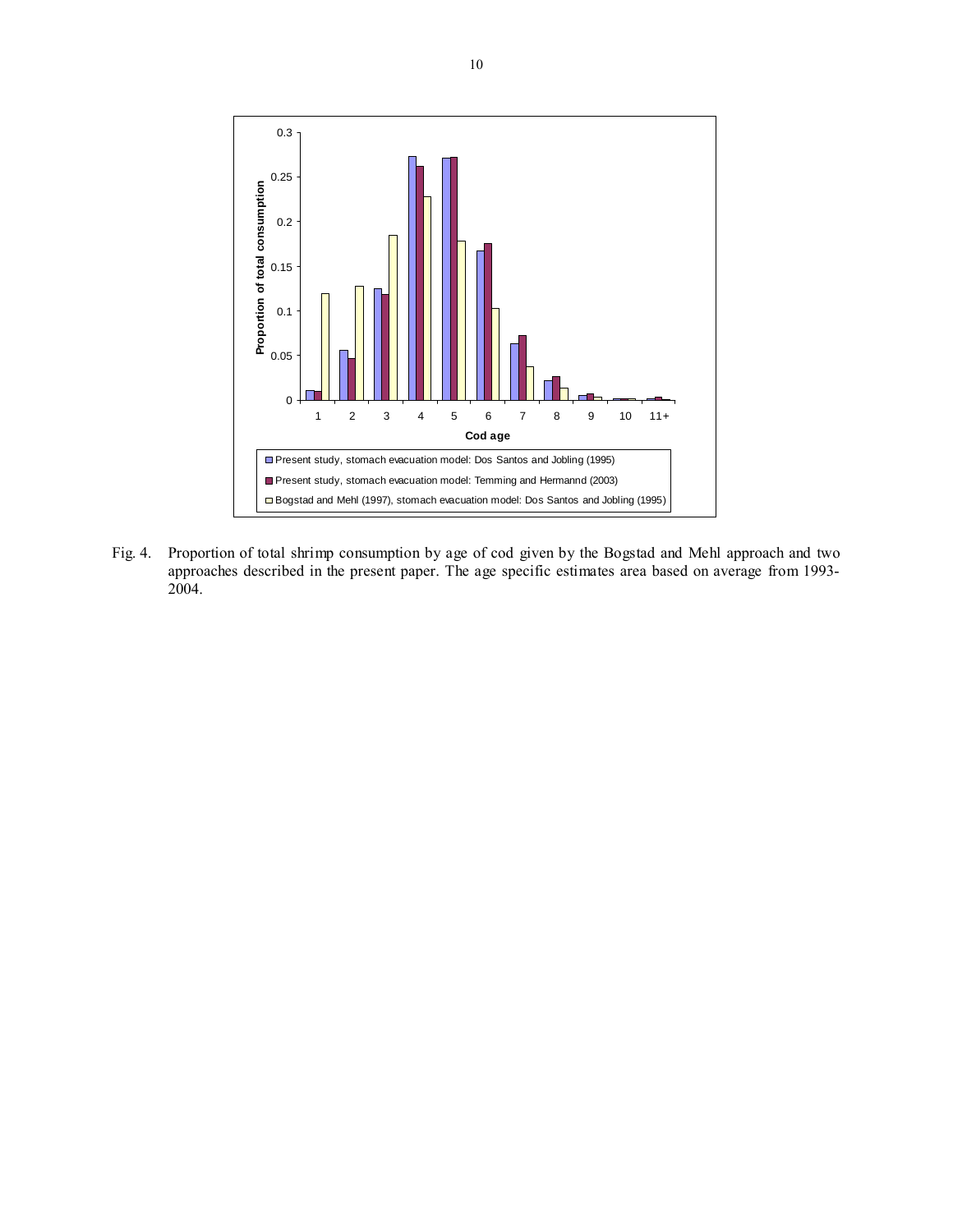0.3
0.25
0.2
0.15
0.1
0.05
0

Proportion of total consumption

1 2 3 4 5 6 7 8 9 10 11+

Cod age

Present study, stomach evacuation model: Dos Santos and Jobling (1995)

Present study, stomach evacuation model: Temming and Hermannd (2003)

Bogstad and Mehl (1997), stomach evacuation model: Dos Santos and Jobling (1995)

Fig. 4. Proportion of total shrimp consumption by age of cod given by the Bogstad and Mehl approach and two approaches described in the present paper. The age specific estimates area based on average from 1993-2004.